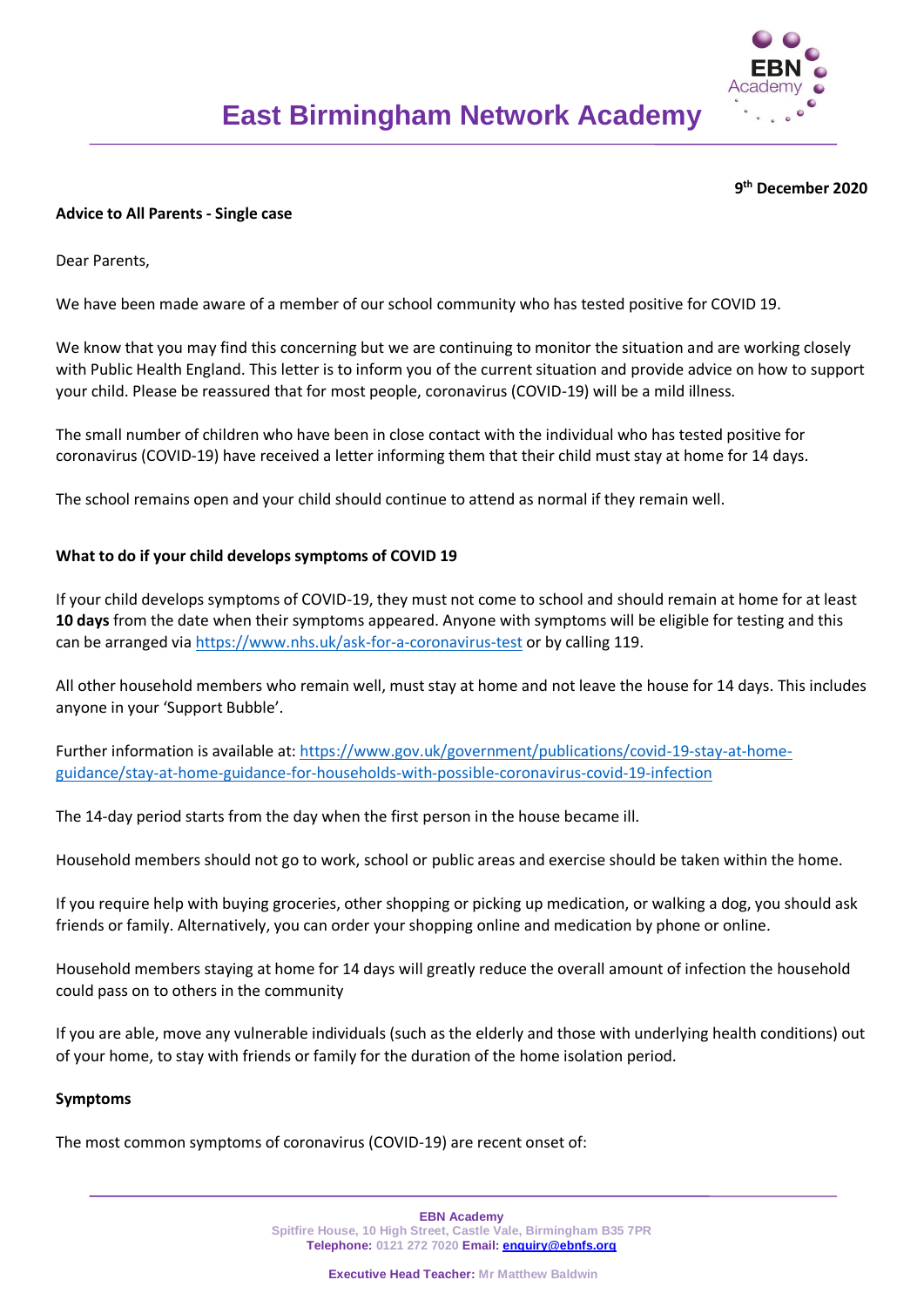# East Birmingham Network Academy

**9th December 2020**

**Advice to All Parents - Single case**

Dear Parents,

We have been made aware of a member of our school community who has tested positive for COVID 19.

We know that you may find this concerning but we are continuing to monitor the situation and are working closely with Public Health England. This letter is to inform you of the current situation and provide advice on how to support your child. Please be reassured that for most people, coronavirus (COVID-19) will be a mild illness.

The small number of children who have been in close contact with the individual who has tested positive for coronavirus (COVID-19) have received a letter informing them that their child must stay at home for 14 days.

The school remains open and your child should continue to attend as normal if they remain well.

**What to do if your child develops symptoms of COVID 19**

If your child develops symptoms of COVID-19, they must not come to school and should remain at home for at least **10 days** from the date when their symptoms appeared. Anyone with symptoms will be eligible for testing and this can be arranged via https://www.nhs.uk/ask-for-a-coronavirus-test or by calling 119.

All other household members who remain well, must stay at home and not leave the house for 14 days. This includes anyone in your 'Support Bubble'.

Further information is available at: https://www.gov.uk/government/publications/covid-19-stay-at-home-guidance/stay-at-home-guidance-for-households-with-possible-coronavirus-covid-19-infection

The 14-day period starts from the day when the first person in the house became ill.

Household members should not go to work, school or public areas and exercise should be taken within the home.

If you require help with buying groceries, other shopping or picking up medication, or walking a dog, you should ask friends or family. Alternatively, you can order your shopping online and medication by phone or online.

Household members staying at home for 14 days will greatly reduce the overall amount of infection the household could pass on to others in the community

If you are able, move any vulnerable individuals (such as the elderly and those with underlying health conditions) out of your home, to stay with friends or family for the duration of the home isolation period.

**Symptoms**

The most common symptoms of coronavirus (COVID-19) are recent onset of: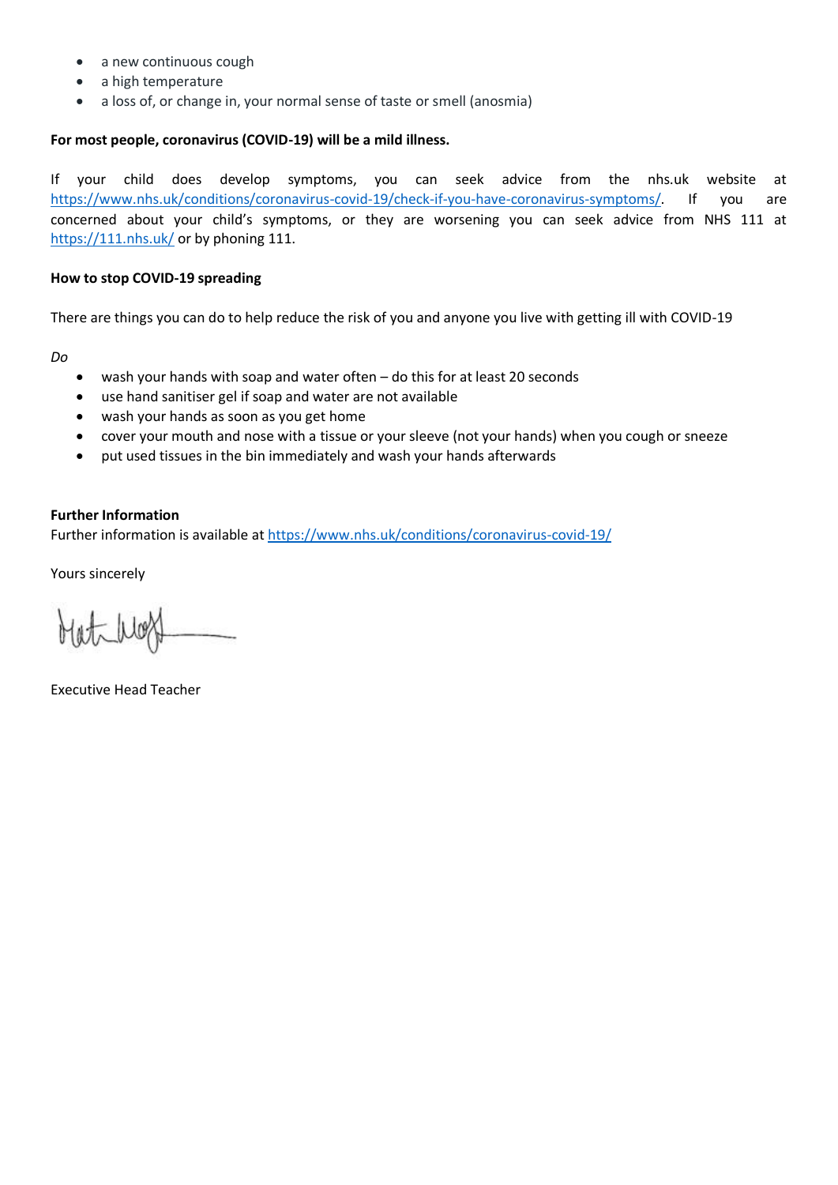- a new continuous cough
- a high temperature
- a loss of, or change in, your normal sense of taste or smell (anosmia)

**For most people, coronavirus (COVID-19) will be a mild illness.**

If your child does develop symptoms, you can seek advice from the nhs.uk website at https://www.nhs.uk/conditions/coronavirus-covid-19/check-if-you-have-coronavirus-symptoms/. If you are concerned about your child's symptoms, or they are worsening you can seek advice from NHS 111 at https://111.nhs.uk/ or by phoning 111.

**How to stop COVID-19 spreading**

There are things you can do to help reduce the risk of you and anyone you live with getting ill with COVID-19

*Do*

- wash your hands with soap and water often – do this for at least 20 seconds
- use hand sanitiser gel if soap and water are not available
- wash your hands as soon as you get home
- cover your mouth and nose with a tissue or your sleeve (not your hands) when you cough or sneeze
- put used tissues in the bin immediately and wash your hands afterwards

**Further Information**

Further information is available at https://www.nhs.uk/conditions/coronavirus-covid-19/

Yours sincerely

Executive Head Teacher